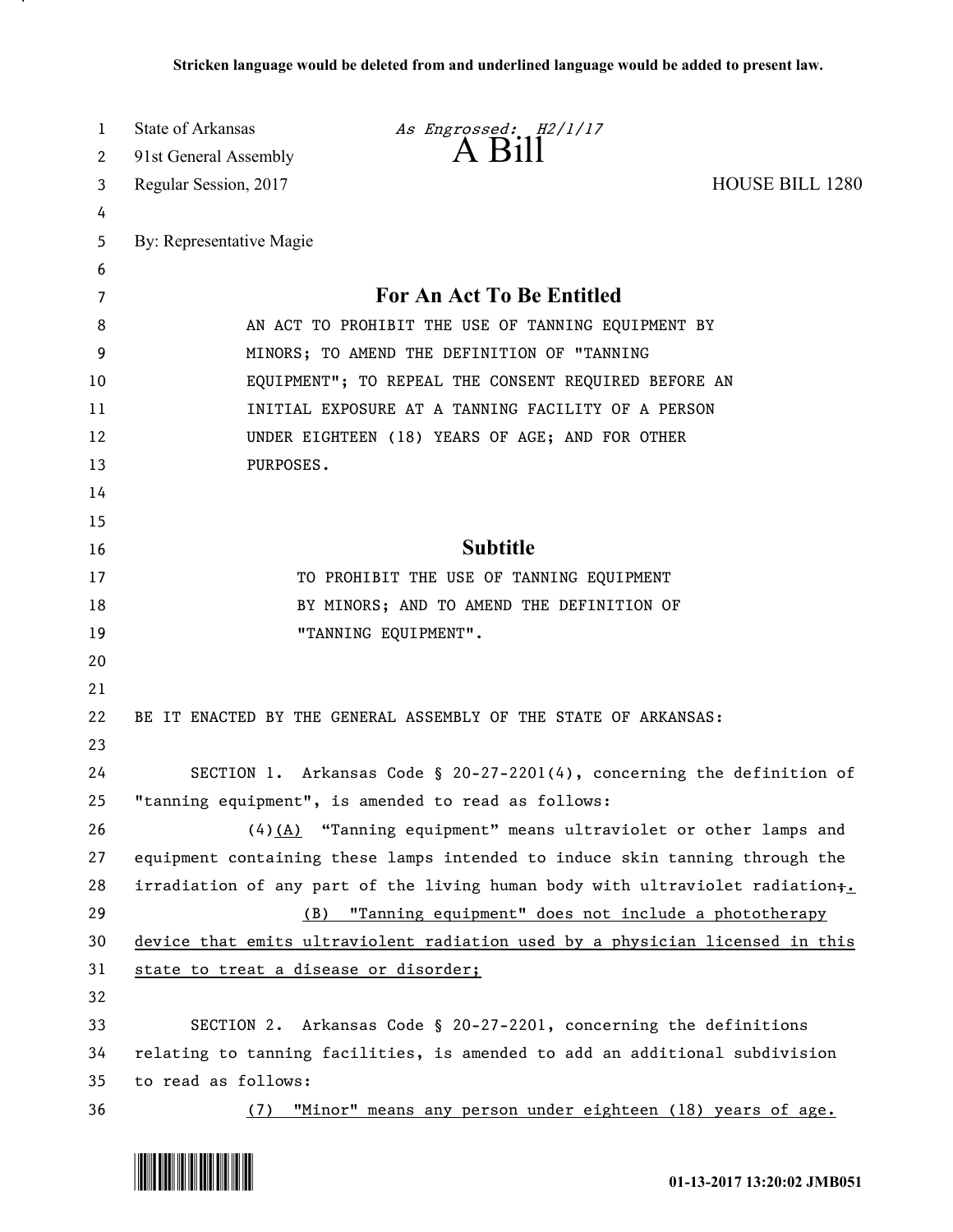**Stricken language would be deleted from and underlined language would be added to present law.**

State of Arkansas *As Engrossed: H2/1/17*
91st General Assembly
# A Bill
Regular Session, 2017 HOUSE BILL 1280

By: Representative Magie

## For An Act To Be Entitled

AN ACT TO PROHIBIT THE USE OF TANNING EQUIPMENT BY MINORS; TO AMEND THE DEFINITION OF "TANNING EQUIPMENT"; TO REPEAL THE CONSENT REQUIRED BEFORE AN INITIAL EXPOSURE AT A TANNING FACILITY OF A PERSON UNDER EIGHTEEN (18) YEARS OF AGE; AND FOR OTHER PURPOSES.

## Subtitle

TO PROHIBIT THE USE OF TANNING EQUIPMENT BY MINORS; AND TO AMEND THE DEFINITION OF "TANNING EQUIPMENT".

BE IT ENACTED BY THE GENERAL ASSEMBLY OF THE STATE OF ARKANSAS:

SECTION 1. Arkansas Code § 20-27-2201(4), concerning the definition of "tanning equipment", is amended to read as follows:

(4)<u>(A)</u> "Tanning equipment" means ultraviolet or other lamps and equipment containing these lamps intended to induce skin tanning through the irradiation of any part of the living human body with ultraviolet radiation~~;~~<u>.</u>

<u>(B) "Tanning equipment" does not include a phototherapy device that emits ultravioulent radiation used by a physician licensed in this state to treat a disease or disorder;</u>

SECTION 2. Arkansas Code § 20-27-2201, concerning the definitions relating to tanning facilities, is amended to add an additional subdivision to read as follows:

<u>(7) "Minor" means any person under eighteen (18) years of age.</u>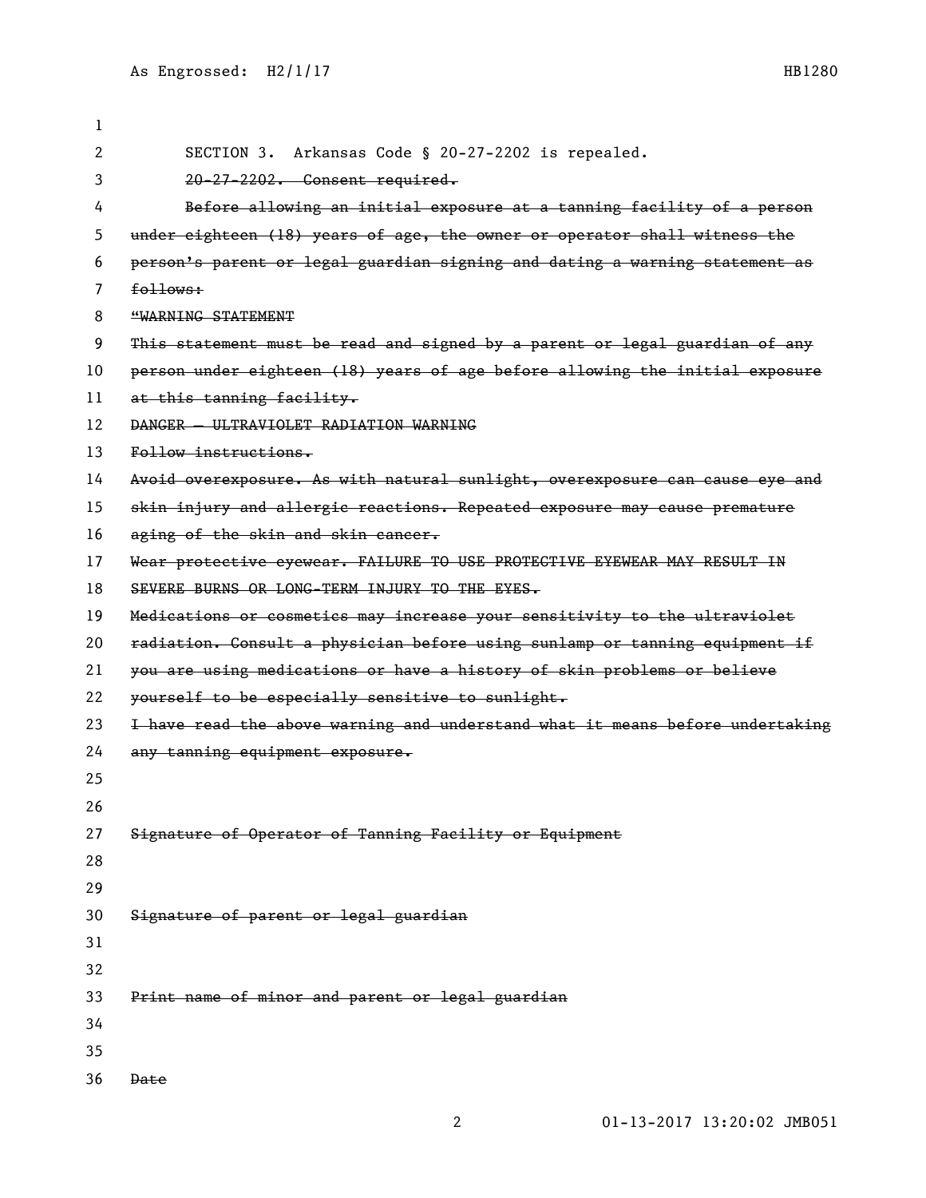SECTION 3. Arkansas Code § 20-27-2202 is repealed.

~~20-27-2202. Consent required.~~

~~Before allowing an initial exposure at a tanning facility of a person under eighteen (18) years of age, the owner or operator shall witness the person's parent or legal guardian signing and dating a warning statement as follows:~~

~~"WARNING STATEMENT~~

~~This statement must be read and signed by a parent or legal guardian of any person under eighteen (18) years of age before allowing the initial exposure at this tanning facility.~~

~~DANGER — ULTRAVIOLET RADIATION WARNING~~

~~Follow instructions.~~

~~Avoid overexposure. As with natural sunlight, overexposure can cause eye and skin injury and allergic reactions. Repeated exposure may cause premature aging of the skin and skin cancer.~~

~~Wear protective eyewear. FAILURE TO USE PROTECTIVE EYEWEAR MAY RESULT IN SEVERE BURNS OR LONG-TERM INJURY TO THE EYES.~~

~~Medications or cosmetics may increase your sensitivity to the ultraviolet radiation. Consult a physician before using sunlamp or tanning equipment if you are using medications or have a history of skin problems or believe yourself to be especially sensitive to sunlight.~~

~~I have read the above warning and understand what it means before undertaking any tanning equipment exposure.~~

~~Signature of Operator of Tanning Facility or Equipment~~

~~Signature of parent or legal guardian~~

~~Print name of minor and parent or legal guardian~~

~~Date~~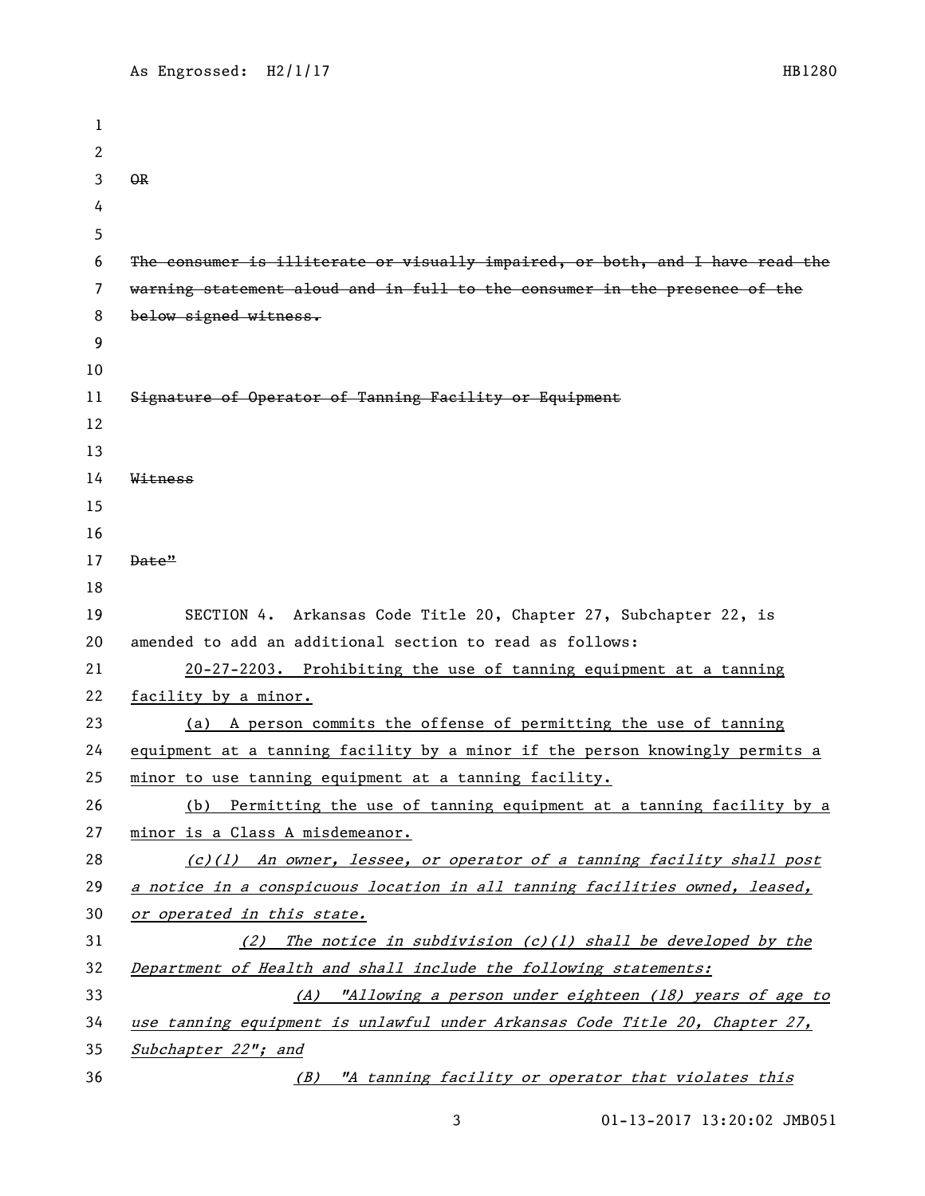~~OR~~

~~The consumer is illiterate or visually impaired, or both, and I have read the warning statement aloud and in full to the consumer in the presence of the below signed witness.~~

~~Signature of Operator of Tanning Facility or Equipment~~

~~Witness~~

~~Date"~~

SECTION 4. Arkansas Code Title 20, Chapter 27, Subchapter 22, is amended to add an additional section to read as follows:

<u>20-27-2203. Prohibiting the use of tanning equipment at a tanning facility by a minor.</u>

<u>(a) A person commits the offense of permitting the use of tanning equipment at a tanning facility by a minor if the person knowingly permits a minor to use tanning equipment at a tanning facility.</u>

<u>(b) Permitting the use of tanning equipment at a tanning facility by a minor is a Class A misdemeanor.</u>

*<u>(c)(1) An owner, lessee, or operator of a tanning facility shall post a notice in a conspicuous location in all tanning facilities owned, leased, or operated in this state.</u>*

*<u>(2) The notice in subdivision (c)(1) shall be developed by the Department of Health and shall include the following statements:</u>*

*<u>(A) "Allowing a person under eighteen (18) years of age to use tanning equipment is unlawful under Arkansas Code Title 20, Chapter 27, Subchapter 22"; and</u>*

*<u>(B) "A tanning facility or operator that violates this</u>*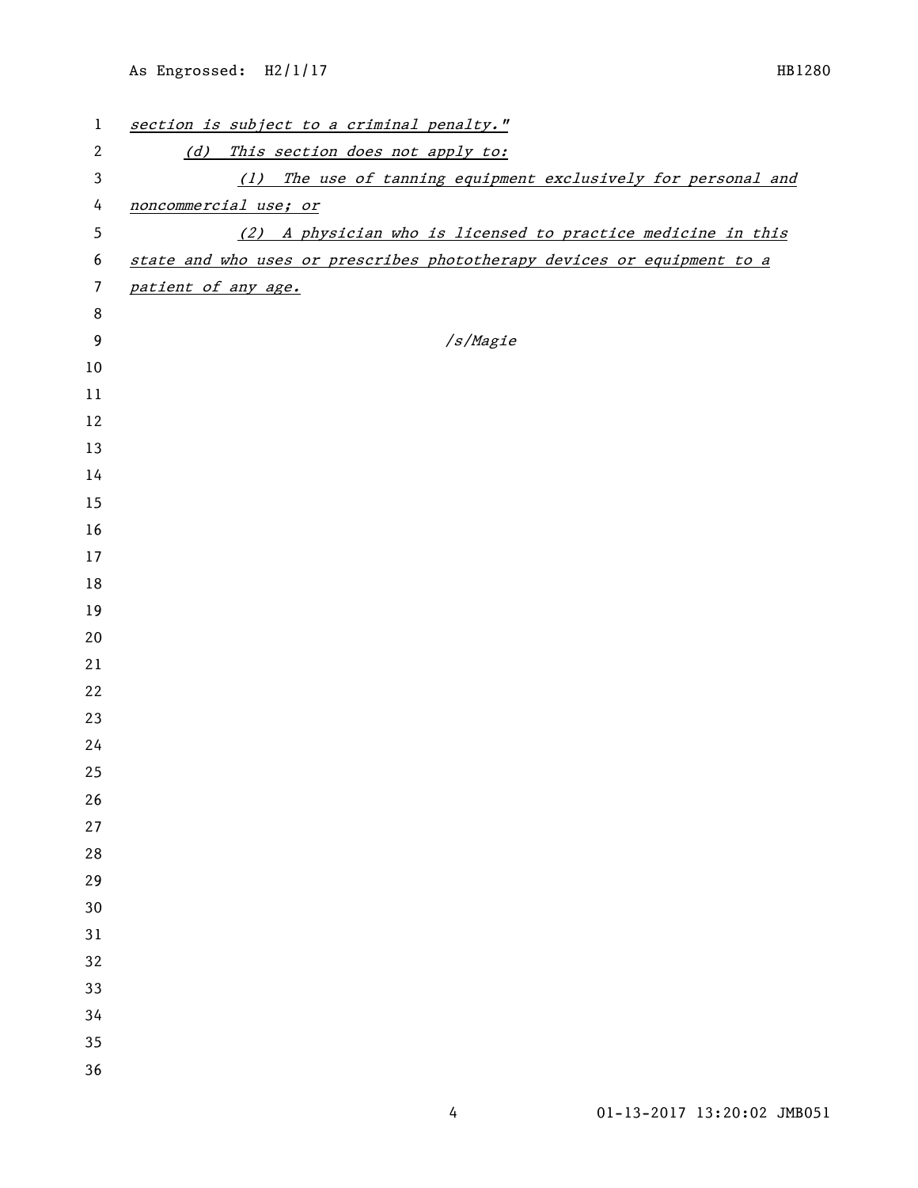*section is subject to a criminal penalty."*

*(d) This section does not apply to:*

*(1) The use of tanning equipment exclusively for personal and noncommercial use; or*

*(2) A physician who is licensed to practice medicine in this state and who uses or prescribes phototherapy devices or equipment to a patient of any age.*

/s/Magie